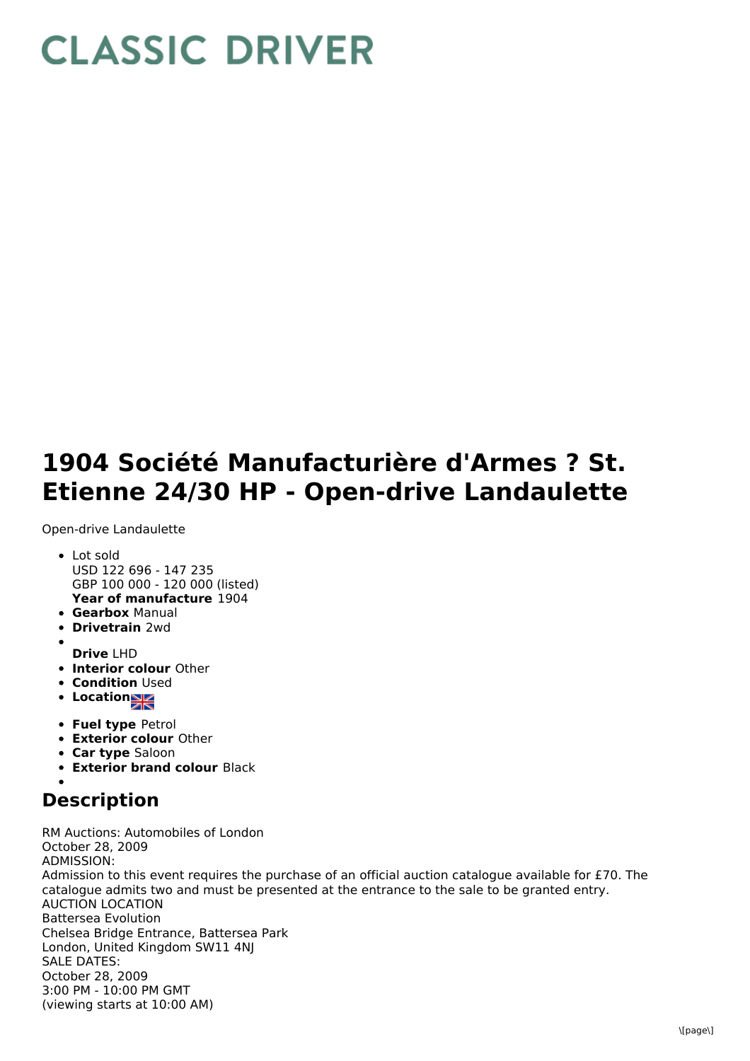# CLASSIC DRIVER

# 1904 Société Manufacturière d'Armes ? St. Etienne 24/30 HP - Open-drive Landaulette

Open-drive Landaulette

- Lot sold
  USD 122 696 - 147 235
  GBP 100 000 - 120 000 (listed)
  **Year of manufacture** 1904
- **Gearbox** Manual
- **Drivetrain** 2wd
- **Drive** LHD
- **Interior colour** Other
- **Condition** Used
- **Location**
- **Fuel type** Petrol
- **Exterior colour** Other
- **Car type** Saloon
- **Exterior brand colour** Black

## Description

RM Auctions: Automobiles of London
October 28, 2009
ADMISSION:
Admission to this event requires the purchase of an official auction catalogue available for £70. The catalogue admits two and must be presented at the entrance to the sale to be granted entry.
AUCTION LOCATION
Battersea Evolution
Chelsea Bridge Entrance, Battersea Park
London, United Kingdom SW11 4NJ
SALE DATES:
October 28, 2009
3:00 PM - 10:00 PM GMT
(viewing starts at 10:00 AM)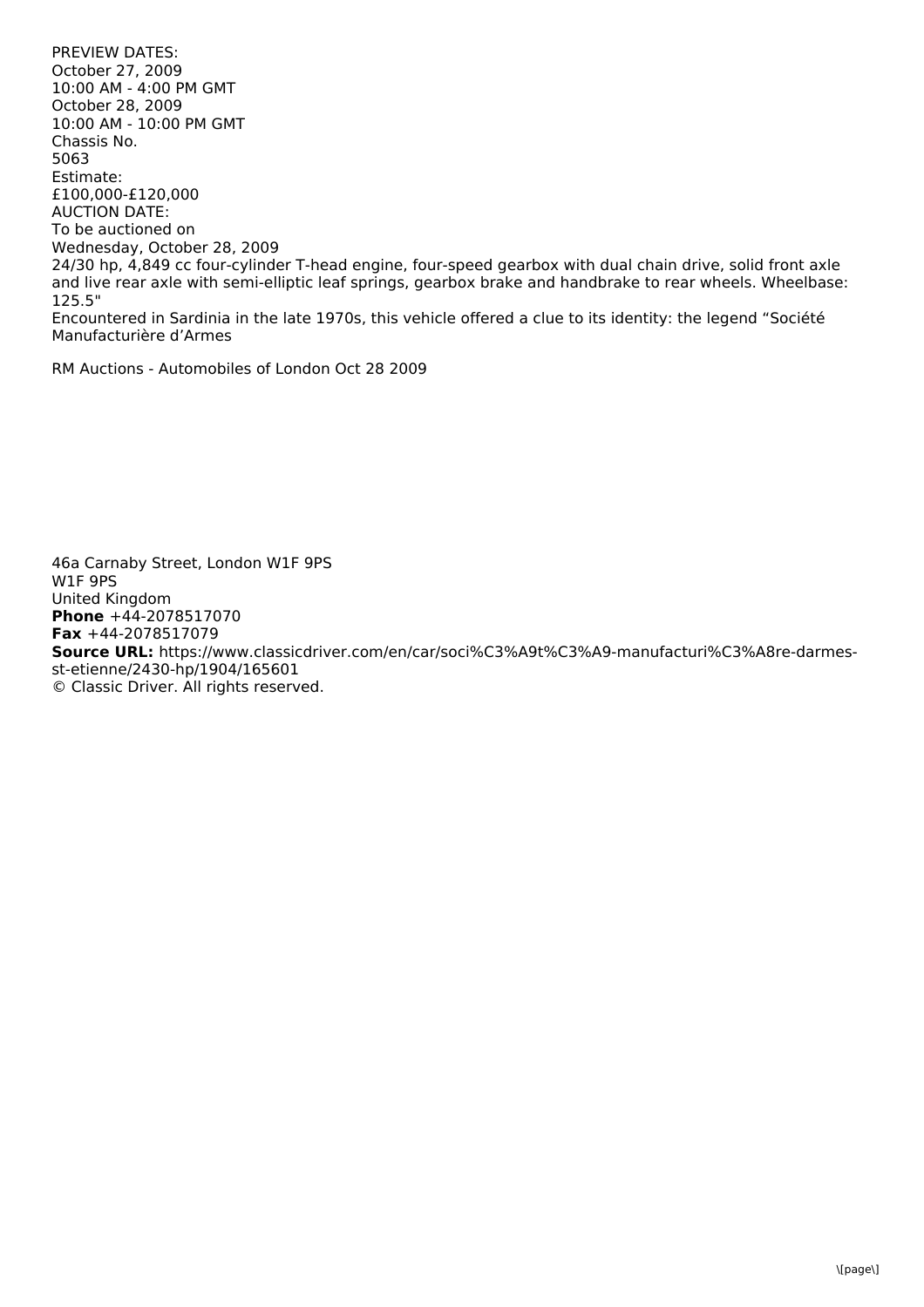PREVIEW DATES:
October 27, 2009
10:00 AM - 4:00 PM GMT
October 28, 2009
10:00 AM - 10:00 PM GMT
Chassis No.
5063
Estimate:
£100,000-£120,000
AUCTION DATE:
To be auctioned on
Wednesday, October 28, 2009
24/30 hp, 4,849 cc four-cylinder T-head engine, four-speed gearbox with dual chain drive, solid front axle and live rear axle with semi-elliptic leaf springs, gearbox brake and handbrake to rear wheels. Wheelbase: 125.5"
Encountered in Sardinia in the late 1970s, this vehicle offered a clue to its identity: the legend "Société Manufacturière d'Armes

RM Auctions - Automobiles of London Oct 28 2009

46a Carnaby Street, London W1F 9PS
W1F 9PS
United Kingdom
**Phone** +44-2078517070
**Fax** +44-2078517079
**Source URL:** https://www.classicdriver.com/en/car/soci%C3%A9t%C3%A9-manufacturi%C3%A8re-darmes-st-etienne/2430-hp/1904/165601
© Classic Driver. All rights reserved.